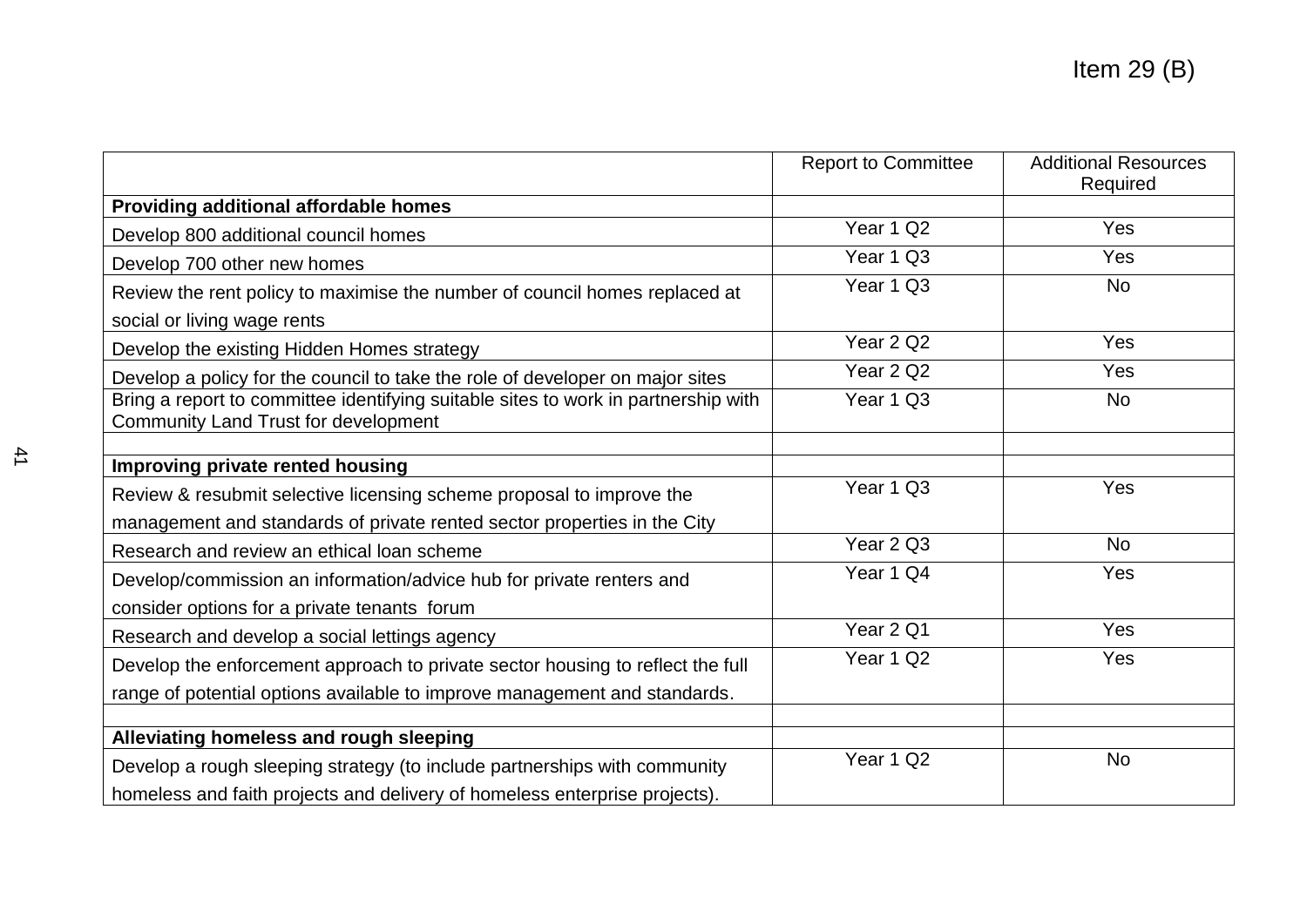Item 29 (B)

| | Report to Committee | Additional Resources Required |
|---|---|---|
| **Providing additional affordable homes** | | |
| Develop 800 additional council homes | Year 1 Q2 | Yes |
| Develop 700 other new homes | Year 1 Q3 | Yes |
| Review the rent policy to maximise the number of council homes replaced at social or living wage rents | Year 1 Q3 | No |
| Develop the existing Hidden Homes strategy | Year 2 Q2 | Yes |
| Develop a policy for the council to take the role of developer on major sites | Year 2 Q2 | Yes |
| Bring a report to committee identifying suitable sites to work in partnership with Community Land Trust for development | Year 1 Q3 | No |
| | | |
| **Improving private rented housing** | | |
| Review & resubmit selective licensing scheme proposal to improve the management and standards of private rented sector properties in the City | Year 1 Q3 | Yes |
| Research and review an ethical loan scheme | Year 2 Q3 | No |
| Develop/commission an information/advice hub for private renters and consider options for a private tenants forum | Year 1 Q4 | Yes |
| Research and develop a social lettings agency | Year 2 Q1 | Yes |
| Develop the enforcement approach to private sector housing to reflect the full range of potential options available to improve management and standards. | Year 1 Q2 | Yes |
| | | |
| **Alleviating homeless and rough sleeping** | | |
| Develop a rough sleeping strategy (to include partnerships with community homeless and faith projects and delivery of homeless enterprise projects). | Year 1 Q2 | No |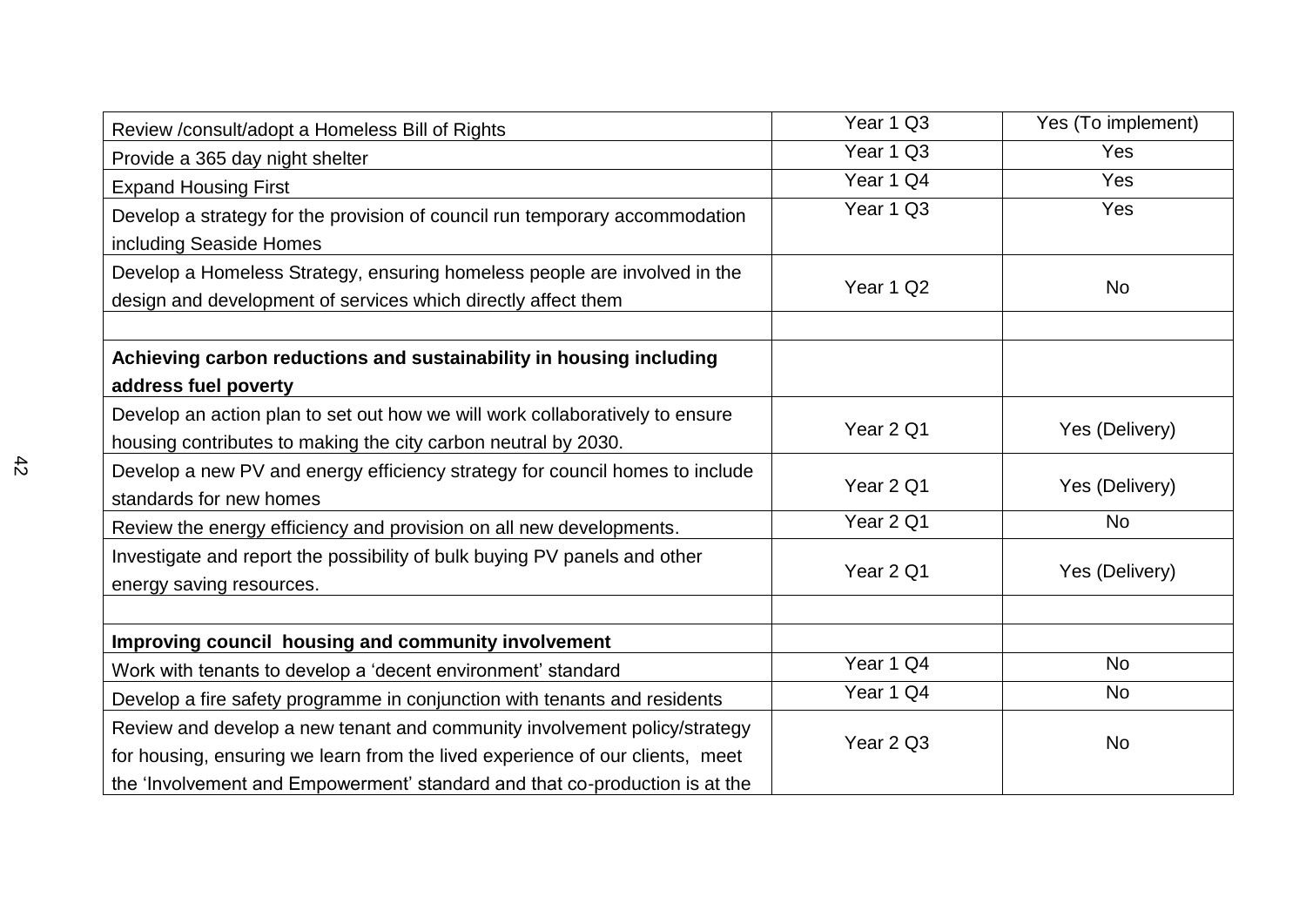| | | |
|---|---|---|
| Review /consult/adopt a Homeless Bill of Rights | Year 1 Q3 | Yes (To implement) |
| Provide a 365 day night shelter | Year 1 Q3 | Yes |
| Expand Housing First | Year 1 Q4 | Yes |
| Develop a strategy for the provision of council run temporary accommodation including Seaside Homes | Year 1 Q3 | Yes |
| Develop a Homeless Strategy, ensuring homeless people are involved in the design and development of services which directly affect them | Year 1 Q2 | No |
| | | |
| **Achieving carbon reductions and sustainability in housing including address fuel poverty** | | |
| Develop an action plan to set out how we will work collaboratively to ensure housing contributes to making the city carbon neutral by 2030. | Year 2 Q1 | Yes (Delivery) |
| Develop a new PV and energy efficiency strategy for council homes to include standards for new homes | Year 2 Q1 | Yes (Delivery) |
| Review the energy efficiency and provision on all new developments. | Year 2 Q1 | No |
| Investigate and report the possibility of bulk buying PV panels and other energy saving resources. | Year 2 Q1 | Yes (Delivery) |
| | | |
| **Improving council housing and community involvement** | | |
| Work with tenants to develop a 'decent environment' standard | Year 1 Q4 | No |
| Develop a fire safety programme in conjunction with tenants and residents | Year 1 Q4 | No |
| Review and develop a new tenant and community involvement policy/strategy for housing, ensuring we learn from the lived experience of our clients, meet the 'Involvement and Empowerment' standard and that co-production is at the | Year 2 Q3 | No |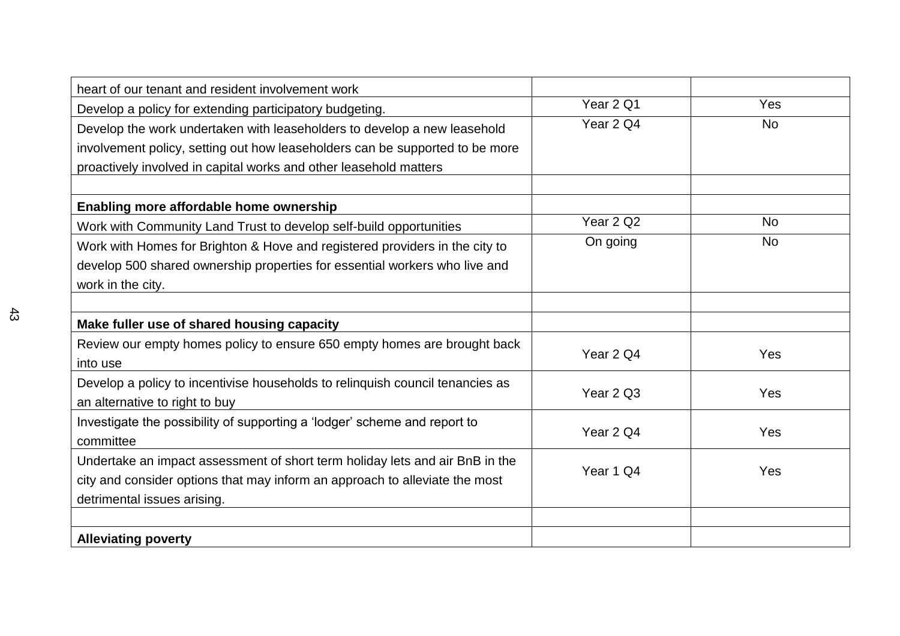| | | |
|---|---|---|
| heart of our tenant and resident involvement work | | |
| Develop a policy for extending participatory budgeting. | Year 2 Q1 | Yes |
| Develop the work undertaken with leaseholders to develop a new leasehold involvement policy, setting out how leaseholders can be supported to be more proactively involved in capital works and other leasehold matters | Year 2 Q4 | No |
| | | |
| **Enabling more affordable home ownership** | | |
| Work with Community Land Trust to develop self-build opportunities | Year 2 Q2 | No |
| Work with Homes for Brighton & Hove and registered providers in the city to develop 500 shared ownership properties for essential workers who live and work in the city. | On going | No |
| | | |
| **Make fuller use of shared housing capacity** | | |
| Review our empty homes policy to ensure 650 empty homes are brought back into use | Year 2 Q4 | Yes |
| Develop a policy to incentivise households to relinquish council tenancies as an alternative to right to buy | Year 2 Q3 | Yes |
| Investigate the possibility of supporting a 'lodger' scheme and report to committee | Year 2 Q4 | Yes |
| Undertake an impact assessment of short term holiday lets and air BnB in the city and consider options that may inform an approach to alleviate the most detrimental issues arising. | Year 1 Q4 | Yes |
| | | |
| **Alleviating poverty** | | |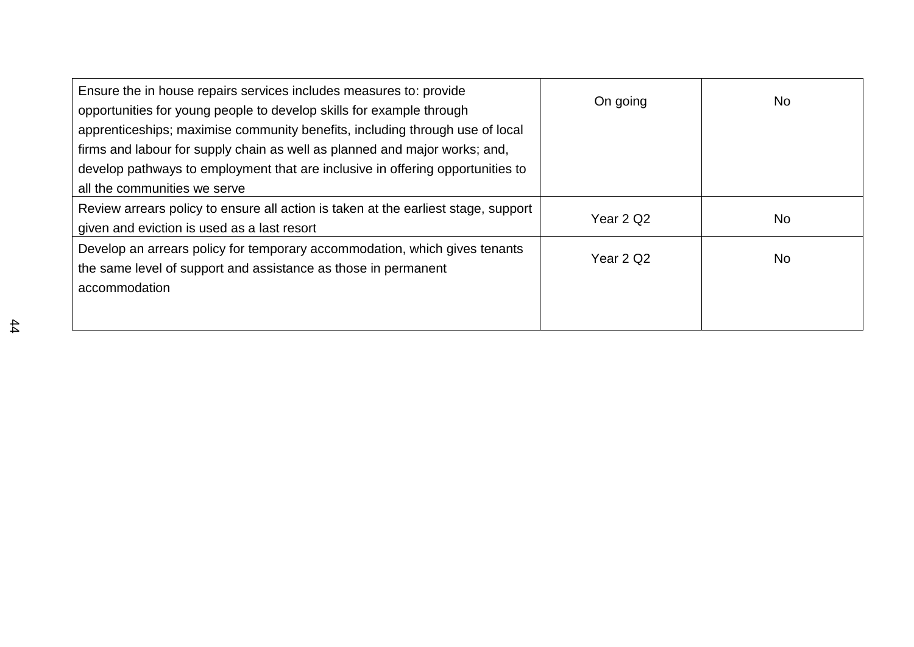| | | |
|---|---|---|
| Ensure the in house repairs services includes measures to: provide opportunities for young people to develop skills for example through apprenticeships; maximise community benefits, including through use of local firms and labour for supply chain as well as planned and major works; and, develop pathways to employment that are inclusive in offering opportunities to all the communities we serve | On going | No |
| Review arrears policy to ensure all action is taken at the earliest stage, support given and eviction is used as a last resort | Year 2 Q2 | No |
| Develop an arrears policy for temporary accommodation, which gives tenants the same level of support and assistance as those in permanent accommodation | Year 2 Q2 | No |